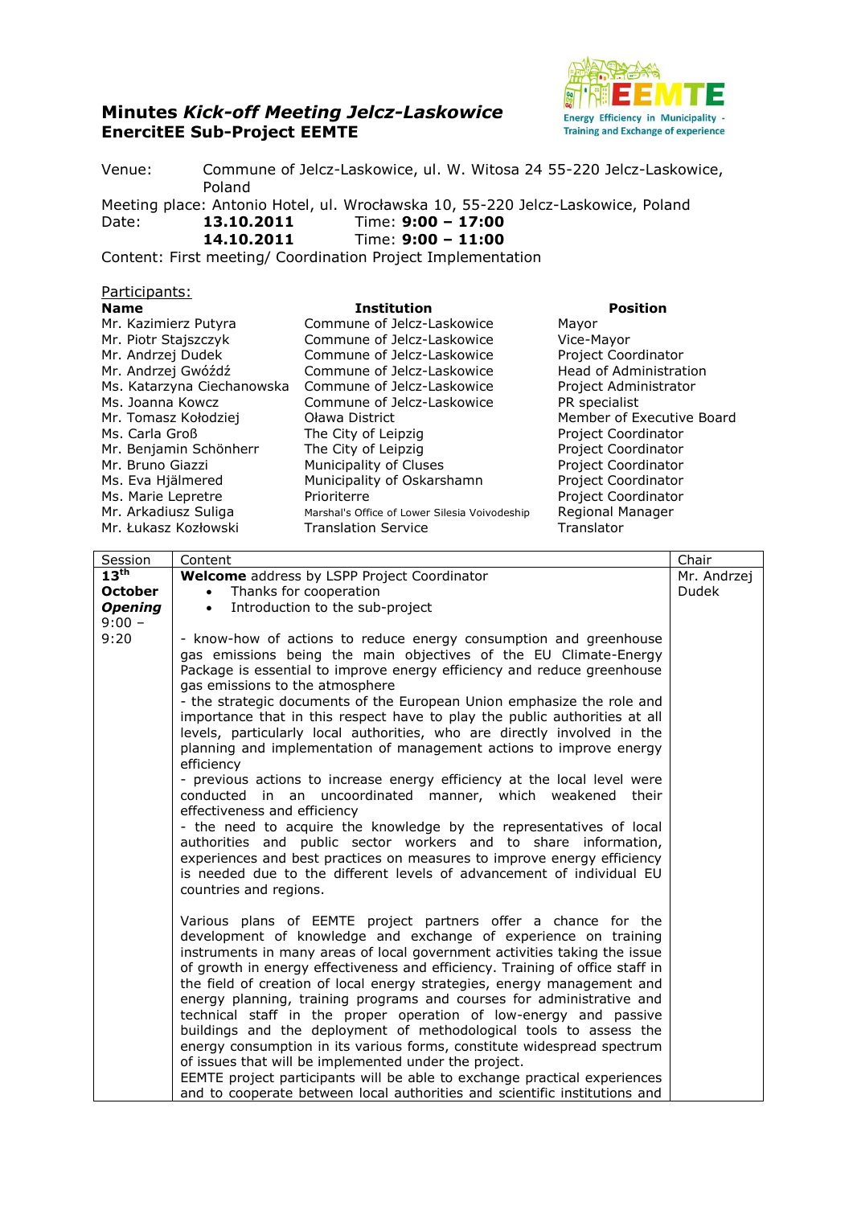# Minutes *Kick-off Meeting Jelcz-Laskowice*
# EnercitEE Sub-Project EEMTE

Venue: Commune of Jelcz-Laskowice, ul. W. Witosa 24 55-220 Jelcz-Laskowice, Poland

Meeting place: Antonio Hotel, ul. Wrocławska 10, 55-220 Jelcz-Laskowice, Poland

Date: **13.10.2011** Time: **9:00 – 17:00**

**14.10.2011** Time: **9:00 – 11:00**

Content: First meeting/ Coordination Project Implementation

Participants:

| Name | Institution | Position |
|---|---|---|
| Mr. Kazimierz Putyra | Commune of Jelcz-Laskowice | Mayor |
| Mr. Piotr Stajszczyk | Commune of Jelcz-Laskowice | Vice-Mayor |
| Mr. Andrzej Dudek | Commune of Jelcz-Laskowice | Project Coordinator |
| Mr. Andrzej Gwóźdź | Commune of Jelcz-Laskowice | Head of Administration |
| Ms. Katarzyna Ciechanowska | Commune of Jelcz-Laskowice | Project Administrator |
| Ms. Joanna Kowcz | Commune of Jelcz-Laskowice | PR specialist |
| Mr. Tomasz Kołodziej | Oława District | Member of Executive Board |
| Ms. Carla Groß | The City of Leipzig | Project Coordinator |
| Mr. Benjamin Schönherr | The City of Leipzig | Project Coordinator |
| Mr. Bruno Giazzi | Municipality of Cluses | Project Coordinator |
| Ms. Eva Hjälmered | Municipality of Oskarshamn | Project Coordinator |
| Ms. Marie Lepretre | Prioriterre | Project Coordinator |
| Mr. Arkadiusz Suliga | Marshal's Office of Lower Silesia Voivodeship | Regional Manager |
| Mr. Łukasz Kozłowski | Translation Service | Translator |

| Session | Content | Chair |
|---|---|---|
| **13th October** ***Opening*** 9:00 – 9:20 | **Welcome** address by LSPP Project Coordinator<br>• Thanks for cooperation<br>• Introduction to the sub-project<br><br>- know-how of actions to reduce energy consumption and greenhouse gas emissions being the main objectives of the EU Climate-Energy Package is essential to improve energy efficiency and reduce greenhouse gas emissions to the atmosphere<br>- the strategic documents of the European Union emphasize the role and importance that in this respect have to play the public authorities at all levels, particularly local authorities, who are directly involved in the planning and implementation of management actions to improve energy efficiency<br>- previous actions to increase energy efficiency at the local level were conducted in an uncoordinated manner, which weakened their effectiveness and efficiency<br>- the need to acquire the knowledge by the representatives of local authorities and public sector workers and to share information, experiences and best practices on measures to improve energy efficiency is needed due to the different levels of advancement of individual EU countries and regions.<br><br>Various plans of EEMTE project partners offer a chance for the development of knowledge and exchange of experience on training instruments in many areas of local government activities taking the issue of growth in energy effectiveness and efficiency. Training of office staff in the field of creation of local energy strategies, energy management and energy planning, training programs and courses for administrative and technical staff in the proper operation of low-energy and passive buildings and the deployment of methodological tools to assess the energy consumption in its various forms, constitute widespread spectrum of issues that will be implemented under the project.<br>EEMTE project participants will be able to exchange practical experiences and to cooperate between local authorities and scientific institutions and | Mr. Andrzej Dudek |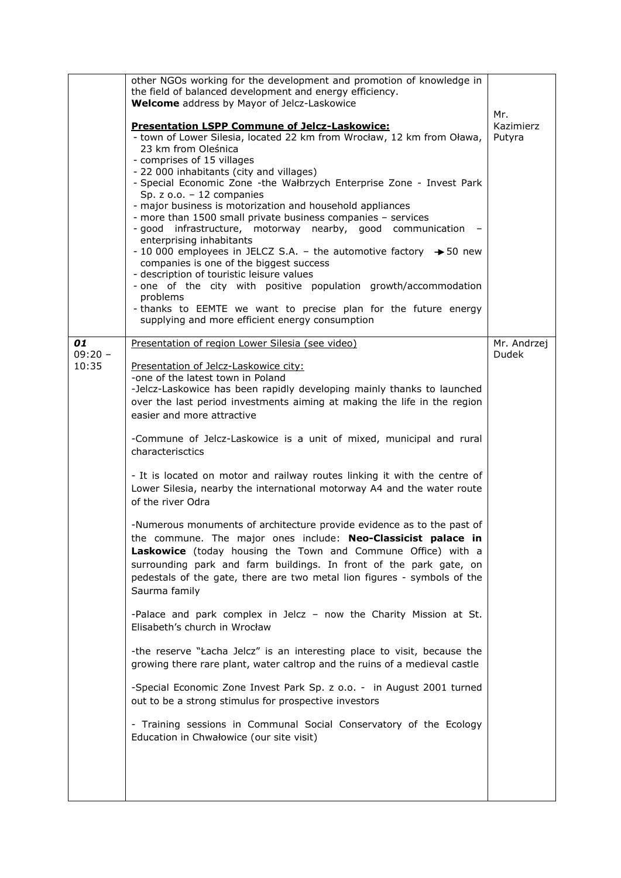| | | |
|---|---|---|
| | other NGOs working for the development and promotion of knowledge in the field of balanced development and energy efficiency.<br>**Welcome** address by Mayor of Jelcz-Laskowice<br><br>**Presentation LSPP Commune of Jelcz-Laskowice:**<br>- town of Lower Silesia, located 22 km from Wrocław, 12 km from Oława, 23 km from Oleśnica<br>- comprises of 15 villages<br>- 22 000 inhabitants (city and villages)<br>- Special Economic Zone -the Wałbrzych Enterprise Zone - Invest Park Sp. z o.o. – 12 companies<br>- major business is motorization and household appliances<br>- more than 1500 small private business companies – services<br>- good infrastructure, motorway nearby, good communication – enterprising inhabitants<br>- 10 000 employees in JELCZ S.A. – the automotive factory → 50 new companies is one of the biggest success<br>- description of touristic leisure values<br>- one of the city with positive population growth/accommodation problems<br>- thanks to EEMTE we want to precise plan for the future energy supplying and more efficient energy consumption | Mr. Kazimierz Putyra |
| ***01***<br>09:20 – 10:35 | Presentation of region Lower Silesia (see video)<br><br>Presentation of Jelcz-Laskowice city:<br>-one of the latest town in Poland<br>-Jelcz-Laskowice has been rapidly developing mainly thanks to launched over the last period investments aiming at making the life in the region easier and more attractive<br><br>-Commune of Jelcz-Laskowice is a unit of mixed, municipal and rural characterisctics<br><br>- It is located on motor and railway routes linking it with the centre of Lower Silesia, nearby the international motorway A4 and the water route of the river Odra<br><br>-Numerous monuments of architecture provide evidence as to the past of the commune. The major ones include: **Neo-Classicist palace in Laskowice** (today housing the Town and Commune Office) with a surrounding park and farm buildings. In front of the park gate, on pedestals of the gate, there are two metal lion figures - symbols of the Saurma family<br><br>-Palace and park complex in Jelcz – now the Charity Mission at St. Elisabeth's church in Wrocław<br><br>-the reserve "Łacha Jelcz" is an interesting place to visit, because the growing there rare plant, water caltrop and the ruins of a medieval castle<br><br>-Special Economic Zone Invest Park Sp. z o.o. - in August 2001 turned out to be a strong stimulus for prospective investors<br><br>- Training sessions in Communal Social Conservatory of the Ecology Education in Chwałowice (our site visit) | Mr. Andrzej Dudek |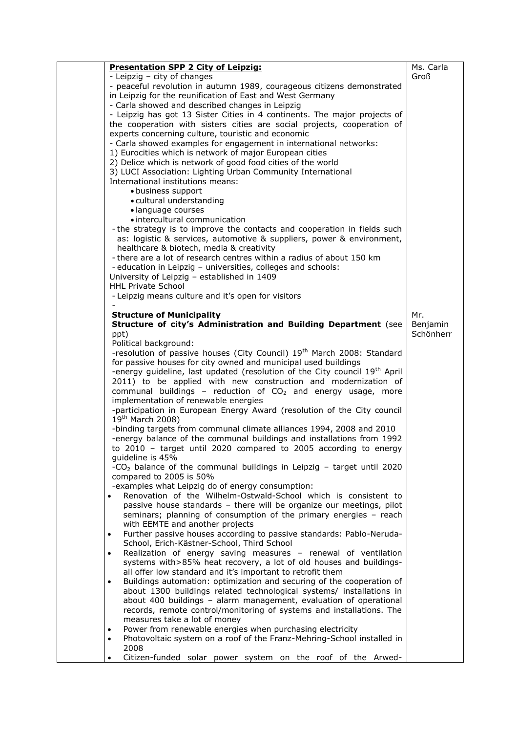| | | |
|---|---|---|
| | **Presentation SPP 2 City of Leipzig:**<br>- Leipzig – city of changes<br>- peaceful revolution in autumn 1989, courageous citizens demonstrated in Leipzig for the reunification of East and West Germany<br>- Carla showed and described changes in Leipzig<br>- Leipzig has got 13 Sister Cities in 4 continents. The major projects of the cooperation with sisters cities are social projects, cooperation of experts concerning culture, touristic and economic<br>- Carla showed examples for engagement in international networks:<br>1) Eurocities which is network of major European cities<br>2) Delice which is network of good food cities of the world<br>3) LUCI Association: Lighting Urban Community International<br>International institutions means:<br>• business support<br>• cultural understanding<br>• language courses<br>• intercultural communication<br>- the strategy is to improve the contacts and cooperation in fields such as: logistic & services, automotive & suppliers, power & environment, healthcare & biotech, media & creativity<br>- there are a lot of research centres within a radius of about 150 km<br>- education in Leipzig – universities, colleges and schools:<br>University of Leipzig – established in 1409<br>HHL Private School<br>- Leipzig means culture and it's open for visitors<br>- | Ms. Carla Groß |
| | **Structure of Municipality**<br>**Structure of city's Administration and Building Department** (see ppt)<br>Political background:<br>-resolution of passive houses (City Council) 19th March 2008: Standard for passive houses for city owned and municipal used buildings<br>-energy guideline, last updated (resolution of the City council 19th April 2011) to be applied with new construction and modernization of communal buildings – reduction of $CO_2$ and energy usage, more implementation of renewable energies<br>-participation in European Energy Award (resolution of the City council 19th March 2008)<br>-binding targets from communal climate alliances 1994, 2008 and 2010<br>-energy balance of the communal buildings and installations from 1992 to 2010 – target until 2020 compared to 2005 according to energy guideline is 45%<br>-$CO_2$ balance of the communal buildings in Leipzig – target until 2020 compared to 2005 is 50%<br>-examples what Leipzig do of energy consumption:<br>• Renovation of the Wilhelm-Ostwald-School which is consistent to passive house standards – there will be organize our meetings, pilot seminars; planning of consumption of the primary energies – reach with EEMTE and another projects<br>• Further passive houses according to passive standards: Pablo-Neruda-School, Erich-Kästner-School, Third School<br>• Realization of energy saving measures – renewal of ventilation systems with>85% heat recovery, a lot of old houses and buildings- all offer low standard and it's important to retrofit them<br>• Buildings automation: optimization and securing of the cooperation of about 1300 buildings related technological systems/ installations in about 400 buildings – alarm management, evaluation of operational records, remote control/monitoring of systems and installations. The measures take a lot of money<br>• Power from renewable energies when purchasing electricity<br>• Photovoltaic system on a roof of the Franz-Mehring-School installed in 2008<br>• Citizen-funded solar power system on the roof of the Arwed- | Mr. Benjamin Schönherr |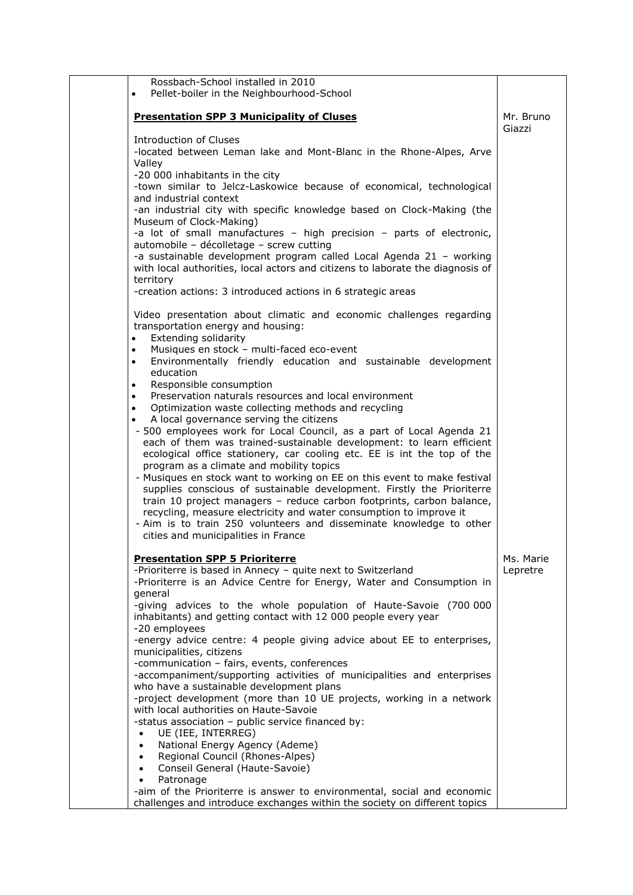| | | |
|---|---|---|
| | Rossbach-School installed in 2010<br>• Pellet-boiler in the Neighbourhood-School | |
| | **Presentation SPP 3 Municipality of Cluses**<br><br>Introduction of Cluses<br>-located between Leman lake and Mont-Blanc in the Rhone-Alpes, Arve Valley<br>-20 000 inhabitants in the city<br>-town similar to Jelcz-Laskowice because of economical, technological and industrial context<br>-an industrial city with specific knowledge based on Clock-Making (the Museum of Clock-Making)<br>-a lot of small manufactures – high precision – parts of electronic, automobile – décolletage – screw cutting<br>-a sustainable development program called Local Agenda 21 – working with local authorities, local actors and citizens to laborate the diagnosis of territory<br>-creation actions: 3 introduced actions in 6 strategic areas<br><br>Video presentation about climatic and economic challenges regarding transportation energy and housing:<br>• Extending solidarity<br>• Musiques en stock – multi-faced eco-event<br>• Environmentally friendly education and sustainable development education<br>• Responsible consumption<br>• Preservation naturals resources and local environment<br>• Optimization waste collecting methods and recycling<br>• A local governance serving the citizens<br>- 500 employees work for Local Council, as a part of Local Agenda 21 each of them was trained-sustainable development: to learn efficient ecological office stationery, car cooling etc. EE is int the top of the program as a climate and mobility topics<br>- Musiques en stock want to working on EE on this event to make festival supplies conscious of sustainable development. Firstly the Prioriterre train 10 project managers – reduce carbon footprints, carbon balance, recycling, measure electricity and water consumption to improve it<br>- Aim is to train 250 volunteers and disseminate knowledge to other cities and municipalities in France | Mr. Bruno Giazzi |
| | **Presentation SPP 5 Prioriterre**<br>-Prioriterre is based in Annecy – quite next to Switzerland<br>-Prioriterre is an Advice Centre for Energy, Water and Consumption in general<br>-giving advices to the whole population of Haute-Savoie (700 000 inhabitants) and getting contact with 12 000 people every year<br>-20 employees<br>-energy advice centre: 4 people giving advice about EE to enterprises, municipalities, citizens<br>-communication – fairs, events, conferences<br>-accompaniment/supporting activities of municipalities and enterprises who have a sustainable development plans<br>-project development (more than 10 UE projects, working in a network with local authorities on Haute-Savoie<br>-status association – public service financed by:<br>• UE (IEE, INTERREG)<br>• National Energy Agency (Ademe)<br>• Regional Council (Rhones-Alpes)<br>• Conseil General (Haute-Savoie)<br>• Patronage<br>-aim of the Prioriterre is answer to environmental, social and economic challenges and introduce exchanges within the society on different topics | Ms. Marie Lepretre |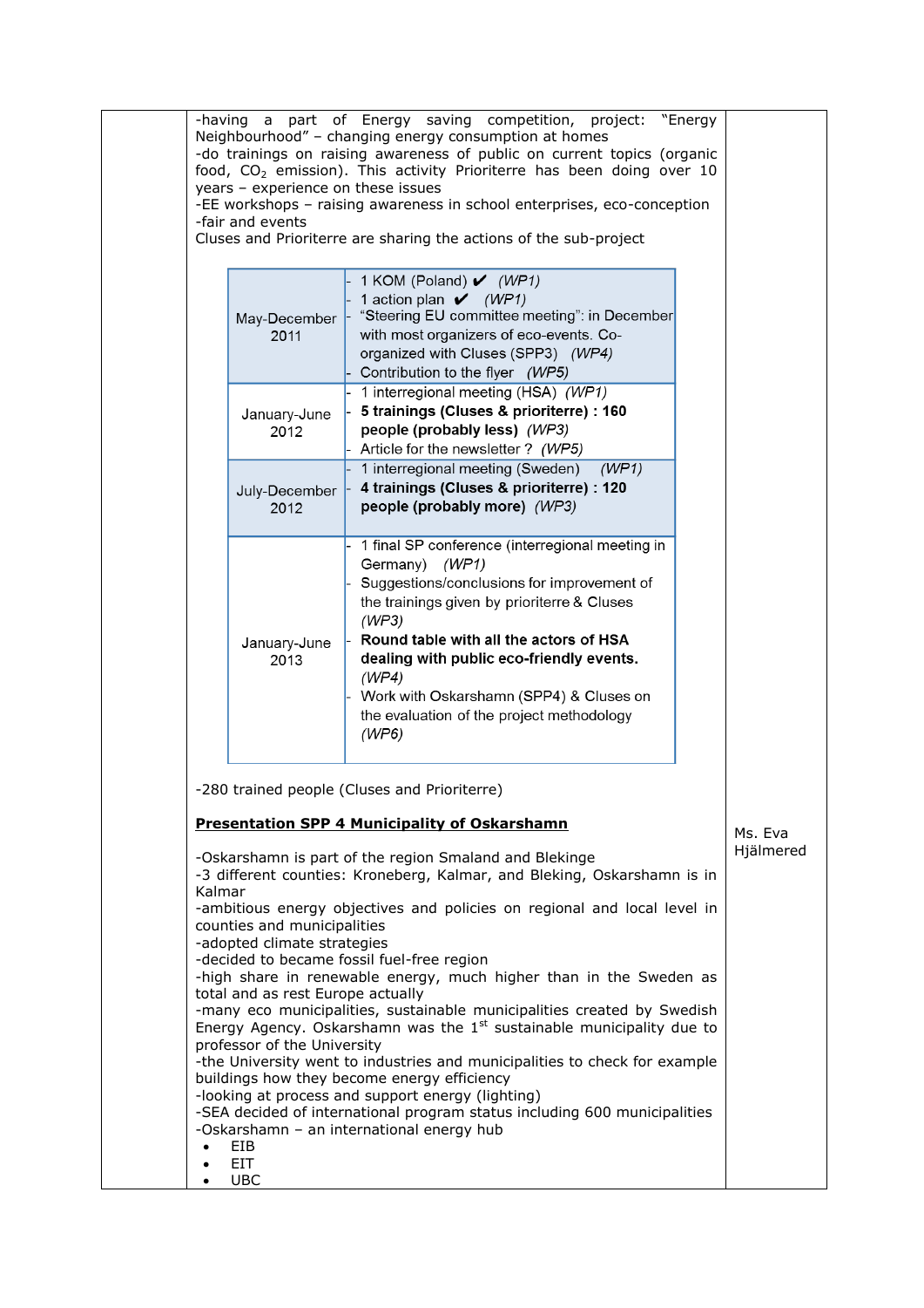-having a part of Energy saving competition, project: "Energy Neighbourhood" – changing energy consumption at homes
-do trainings on raising awareness of public on current topics (organic food, $CO_2$ emission). This activity Prioriterre has been doing over 10 years – experience on these issues
-EE workshops – raising awareness in school enterprises, eco-conception
-fair and events
Cluses and Prioriterre are sharing the actions of the sub-project

| | |
|---|---|
| May-December 2011 | - 1 KOM (Poland) ✔ *(WP1)*<br>- 1 action plan ✔ *(WP1)*<br>- "Steering EU committee meeting": in December with most organizers of eco-events. Co-organized with Cluses (SPP3) *(WP4)*<br>- Contribution to the flyer *(WP5)* |
| January-June 2012 | - 1 interregional meeting (HSA) *(WP1)*<br>- **5 trainings (Cluses & prioriterre) : 160 people (probably less)** *(WP3)*<br>- Article for the newsletter ? *(WP5)* |
| July-December 2012 | - 1 interregional meeting (Sweden) *(WP1)*<br>- **4 trainings (Cluses & prioriterre) : 120 people (probably more)** *(WP3)* |
| January-June 2013 | - 1 final SP conference (interregional meeting in Germany) *(WP1)*<br>- Suggestions/conclusions for improvement of the trainings given by prioriterre & Cluses *(WP3)*<br>- **Round table with all the actors of HSA dealing with public eco-friendly events.** *(WP4)*<br>- Work with Oskarshamn (SPP4) & Cluses on the evaluation of the project methodology *(WP6)* |

-280 trained people (Cluses and Prioriterre)

**<u>Presentation SPP 4 Municipality of Oskarshamn</u>**

Ms. Eva Hjälmered

-Oskarshamn is part of the region Smaland and Blekinge
-3 different counties: Kroneberg, Kalmar, and Bleking, Oskarshamn is in Kalmar
-ambitious energy objectives and policies on regional and local level in counties and municipalities
-adopted climate strategies
-decided to became fossil fuel-free region
-high share in renewable energy, much higher than in the Sweden as total and as rest Europe actually
-many eco municipalities, sustainable municipalities created by Swedish Energy Agency. Oskarshamn was the 1st sustainable municipality due to professor of the University
-the University went to industries and municipalities to check for example buildings how they become energy efficiency
-looking at process and support energy (lighting)
-SEA decided of international program status including 600 municipalities
-Oskarshamn – an international energy hub

- EIB
- EIT
- UBC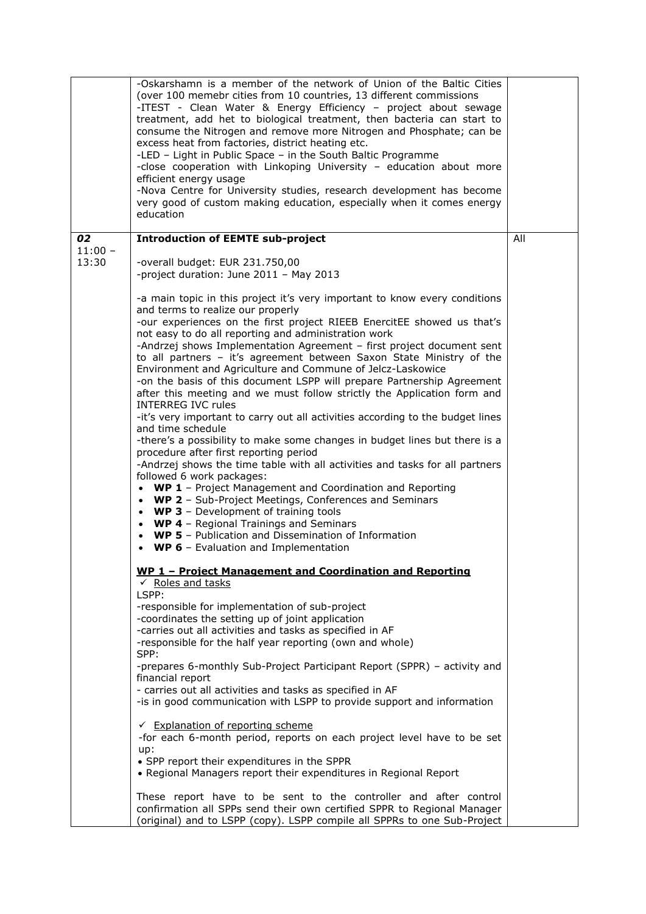| | | |
|---|---|---|
| | -Oskarshamn is a member of the network of Union of the Baltic Cities (over 100 memebr cities from 10 countries, 13 different commissions<br>-ITEST - Clean Water & Energy Efficiency – project about sewage treatment, add het to biological treatment, then bacteria can start to consume the Nitrogen and remove more Nitrogen and Phosphate; can be excess heat from factories, district heating etc.<br>-LED – Light in Public Space – in the South Baltic Programme<br>-close cooperation with Linkoping University – education about more efficient energy usage<br>-Nova Centre for University studies, research development has become very good of custom making education, especially when it comes energy education | |
| ***02***<br>11:00 – 13:30 | **Introduction of EEMTE sub-project**<br><br>-overall budget: EUR 231.750,00<br>-project duration: June 2011 – May 2013<br><br>-a main topic in this project it's very important to know every conditions and terms to realize our properly<br>-our experiences on the first project RIEEB EnercitEE showed us that's not easy to do all reporting and administration work<br>-Andrzej shows Implementation Agreement – first project document sent to all partners – it's agreement between Saxon State Ministry of the Environment and Agriculture and Commune of Jelcz-Laskowice<br>-on the basis of this document LSPP will prepare Partnership Agreement after this meeting and we must follow strictly the Application form and INTERREG IVC rules<br>-it's very important to carry out all activities according to the budget lines and time schedule<br>-there's a possibility to make some changes in budget lines but there is a procedure after first reporting period<br>-Andrzej shows the time table with all activities and tasks for all partners followed 6 work packages:<br>• **WP 1** – Project Management and Coordination and Reporting<br>• **WP 2** – Sub-Project Meetings, Conferences and Seminars<br>• **WP 3** – Development of training tools<br>• **WP 4** – Regional Trainings and Seminars<br>• **WP 5** – Publication and Dissemination of Information<br>• **WP 6** – Evaluation and Implementation<br><br><u>**WP 1 – Project Management and Coordination and Reporting**</u><br>✓ <u>Roles and tasks</u><br>LSPP:<br>-responsible for implementation of sub-project<br>-coordinates the setting up of joint application<br>-carries out all activities and tasks as specified in AF<br>-responsible for the half year reporting (own and whole)<br>SPP:<br>-prepares 6-monthly Sub-Project Participant Report (SPPR) – activity and financial report<br>- carries out all activities and tasks as specified in AF<br>-is in good communication with LSPP to provide support and information<br><br>✓ <u>Explanation of reporting scheme</u><br>-for each 6-month period, reports on each project level have to be set up:<br>• SPP report their expenditures in the SPPR<br>• Regional Managers report their expenditures in Regional Report<br><br>These report have to be sent to the controller and after control confirmation all SPPs send their own certified SPPR to Regional Manager (original) and to LSPP (copy). LSPP compile all SPPRs to one Sub-Project | All |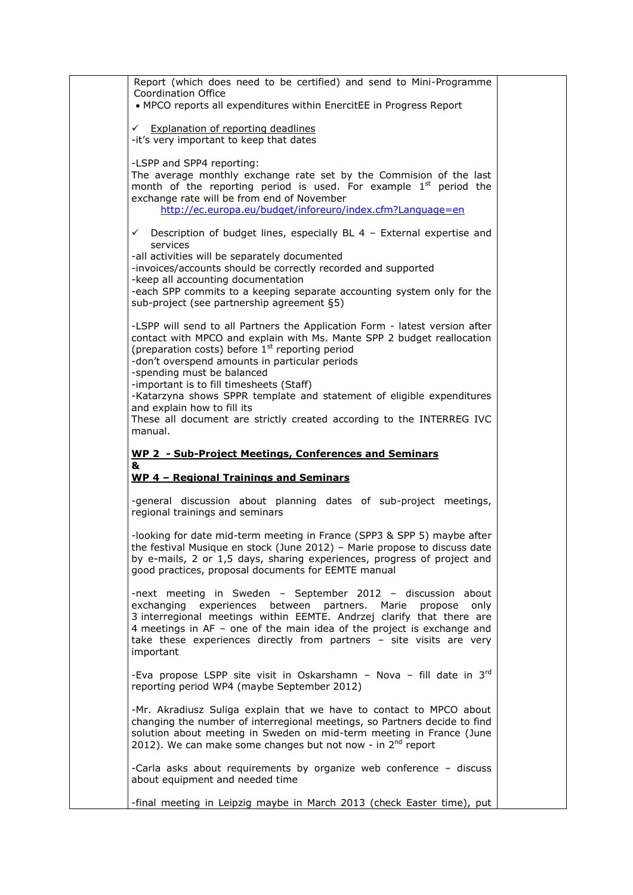Report (which does need to be certified) and send to Mini-Programme Coordination Office

- MPCO reports all expenditures within EnercitEE in Progress Report

✓ Explanation of reporting deadlines

-it's very important to keep that dates

-LSPP and SPP4 reporting:

The average monthly exchange rate set by the Commision of the last month of the reporting period is used. For example 1st period the exchange rate will be from end of November

http://ec.europa.eu/budget/inforeuro/index.cfm?Language=en

✓ Description of budget lines, especially BL 4 – External expertise and services

-all activities will be separately documented

-invoices/accounts should be correctly recorded and supported

-keep all accounting documentation

-each SPP commits to a keeping separate accounting system only for the sub-project (see partnership agreement §5)

-LSPP will send to all Partners the Application Form - latest version after contact with MPCO and explain with Ms. Mante SPP 2 budget reallocation (preparation costs) before 1st reporting period

-don't overspend amounts in particular periods

-spending must be balanced

-important is to fill timesheets (Staff)

-Katarzyna shows SPPR template and statement of eligible expenditures and explain how to fill its

These all document are strictly created according to the INTERREG IVC manual.

**WP 2 - Sub-Project Meetings, Conferences and Seminars**

**&**

**WP 4 – Regional Trainings and Seminars**

-general discussion about planning dates of sub-project meetings, regional trainings and seminars

-looking for date mid-term meeting in France (SPP3 & SPP 5) maybe after the festival Musique en stock (June 2012) – Marie propose to discuss date by e-mails, 2 or 1,5 days, sharing experiences, progress of project and good practices, proposal documents for EEMTE manual

-next meeting in Sweden – September 2012 – discussion about exchanging experiences between partners. Marie propose only 3 interregional meetings within EEMTE. Andrzej clarify that there are 4 meetings in AF – one of the main idea of the project is exchange and take these experiences directly from partners – site visits are very important

-Eva propose LSPP site visit in Oskarshamn – Nova – fill date in 3rd reporting period WP4 (maybe September 2012)

-Mr. Akradiusz Suliga explain that we have to contact to MPCO about changing the number of interregional meetings, so Partners decide to find solution about meeting in Sweden on mid-term meeting in France (June 2012). We can make some changes but not now - in 2nd report

-Carla asks about requirements by organize web conference – discuss about equipment and needed time

-final meeting in Leipzig maybe in March 2013 (check Easter time), put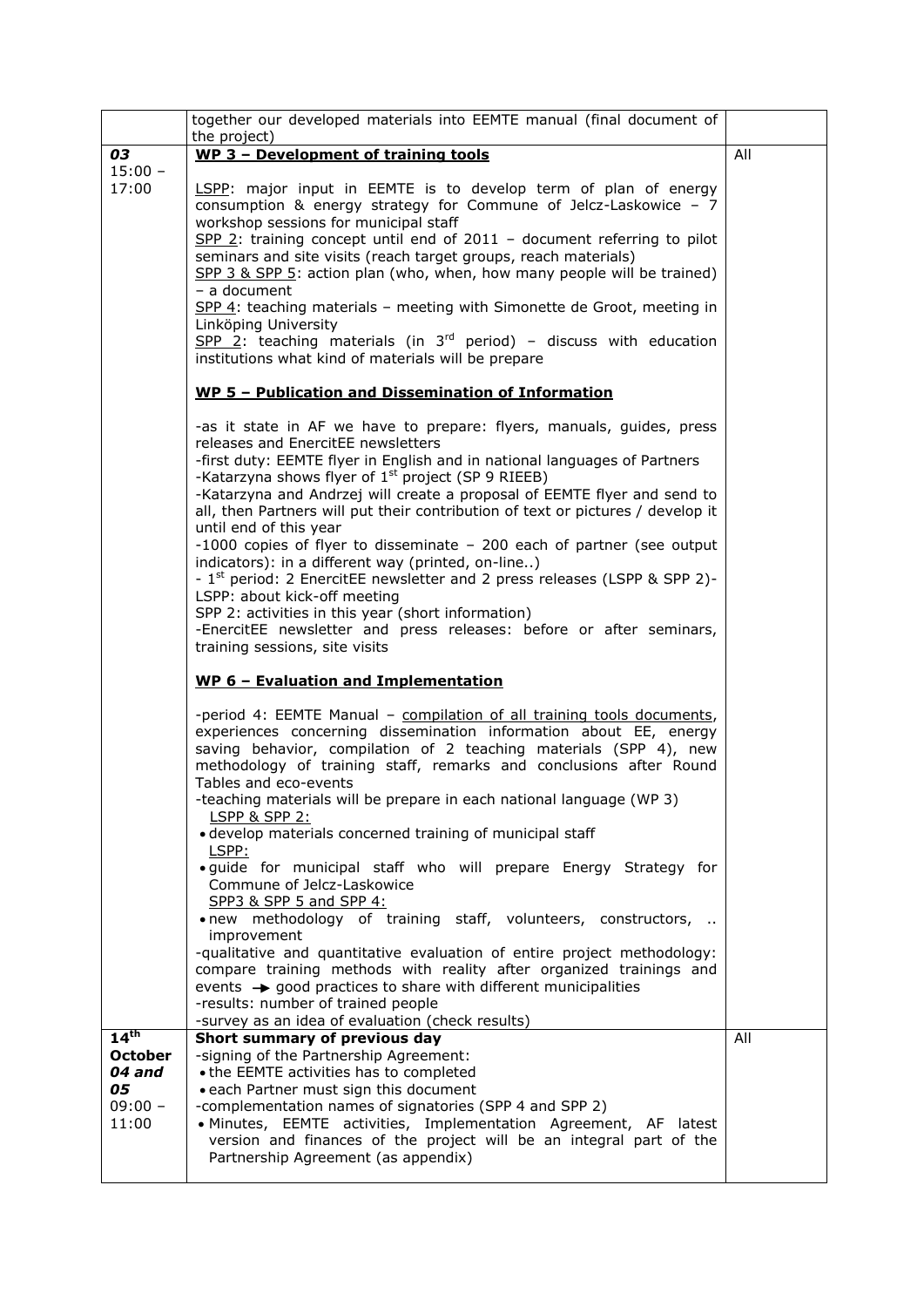| | | |
|---|---|---|
| | together our developed materials into EEMTE manual (final document of the project) | |
| ***03***<br>15:00 – 17:00 | **WP 3 – Development of training tools**<br><br>LSPP: major input in EEMTE is to develop term of plan of energy consumption & energy strategy for Commune of Jelcz-Laskowice – 7 workshop sessions for municipal staff<br>SPP 2: training concept until end of 2011 – document referring to pilot seminars and site visits (reach target groups, reach materials)<br>SPP 3 & SPP 5: action plan (who, when, how many people will be trained) – a document<br>SPP 4: teaching materials – meeting with Simonette de Groot, meeting in Linköping University<br>SPP 2: teaching materials (in 3rd period) – discuss with education institutions what kind of materials will be prepare<br><br>**WP 5 – Publication and Dissemination of Information**<br><br>-as it state in AF we have to prepare: flyers, manuals, guides, press releases and EnercitEE newsletters<br>-first duty: EEMTE flyer in English and in national languages of Partners<br>-Katarzyna shows flyer of 1st project (SP 9 RIEEB)<br>-Katarzyna and Andrzej will create a proposal of EEMTE flyer and send to all, then Partners will put their contribution of text or pictures / develop it until end of this year<br>-1000 copies of flyer to disseminate – 200 each of partner (see output indicators): in a different way (printed, on-line..)<br>- 1st period: 2 EnercitEE newsletter and 2 press releases (LSPP & SPP 2)-<br>LSPP: about kick-off meeting<br>SPP 2: activities in this year (short information)<br>-EnercitEE newsletter and press releases: before or after seminars, training sessions, site visits<br><br>**WP 6 – Evaluation and Implementation**<br><br>-period 4: EEMTE Manual – compilation of all training tools documents, experiences concerning dissemination information about EE, energy saving behavior, compilation of 2 teaching materials (SPP 4), new methodology of training staff, remarks and conclusions after Round Tables and eco-events<br>-teaching materials will be prepare in each national language (WP 3)<br>LSPP & SPP 2:<br>• develop materials concerned training of municipal staff<br>LSPP:<br>• guide for municipal staff who will prepare Energy Strategy for Commune of Jelcz-Laskowice<br>SPP3 & SPP 5 and SPP 4:<br>• new methodology of training staff, volunteers, constructors, .. improvement<br>-qualitative and quantitative evaluation of entire project methodology: compare training methods with reality after organized trainings and events → good practices to share with different municipalities<br>-results: number of trained people<br>-survey as an idea of evaluation (check results) | All |
| **14th October *04 and 05***<br>09:00 – 11:00 | **Short summary of previous day**<br>-signing of the Partnership Agreement:<br>• the EEMTE activities has to completed<br>• each Partner must sign this document<br>-complementation names of signatories (SPP 4 and SPP 2)<br>• Minutes, EEMTE activities, Implementation Agreement, AF latest version and finances of the project will be an integral part of the Partnership Agreement (as appendix) | All |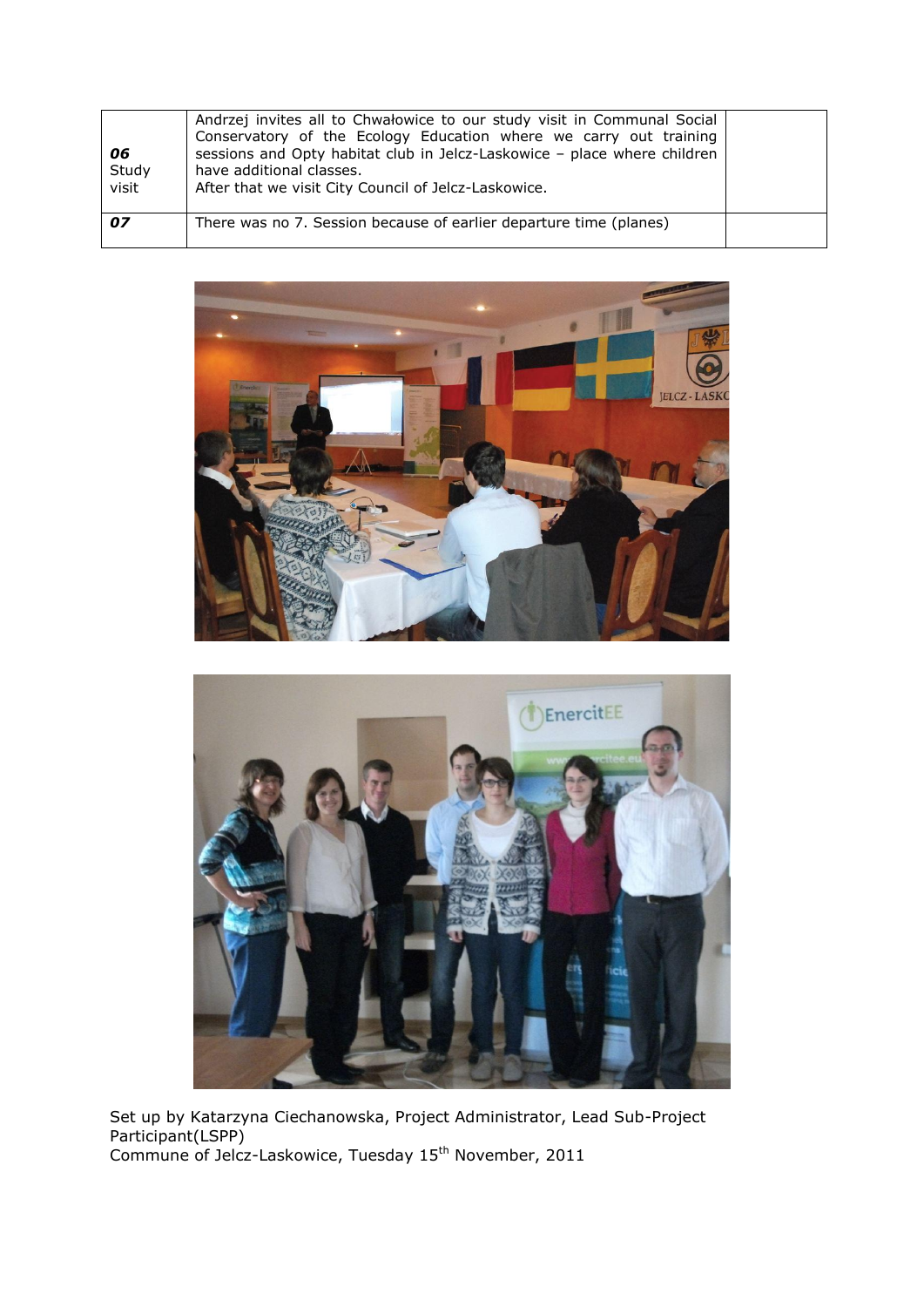| | | |
|---|---|---|
| ***06*** Study visit | Andrzej invites all to Chwałowice to our study visit in Communal Social Conservatory of the Ecology Education where we carry out training sessions and Opty habitat club in Jelcz-Laskowice – place where children have additional classes.<br>After that we visit City Council of Jelcz-Laskowice. | |
| ***07*** | There was no 7. Session because of earlier departure time (planes) | |

Set up by Katarzyna Ciechanowska, Project Administrator, Lead Sub-Project Participant(LSPP)
Commune of Jelcz-Laskowice, Tuesday 15th November, 2011